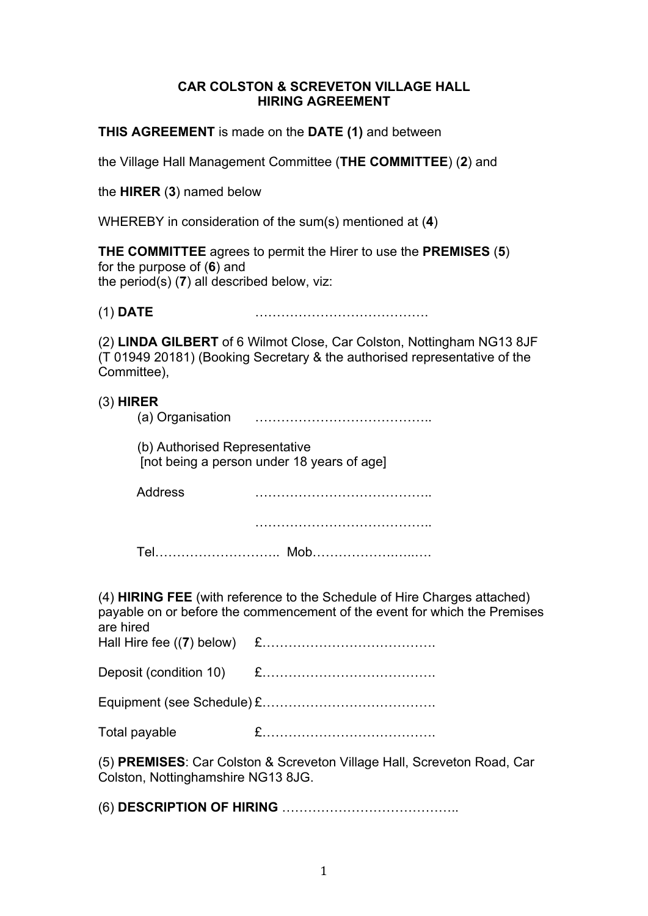# CAR COLSTON & SCREVETON VILLAGE HALL
## HIRING AGREEMENT

**THIS AGREEMENT** is made on the **DATE (1)** and between

the Village Hall Management Committee (**THE COMMITTEE**) (**2**) and

the **HIRER** (**3**) named below

WHEREBY in consideration of the sum(s) mentioned at (**4**)

**THE COMMITTEE** agrees to permit the Hirer to use the **PREMISES** (**5**) for the purpose of (**6**) and the period(s) (**7**) all described below, viz:

(1) **DATE** ………………………………….

(2) **LINDA GILBERT** of 6 Wilmot Close, Car Colston, Nottingham NG13 8JF (T 01949 20181) (Booking Secretary & the authorised representative of the Committee),

(3) **HIRER**

(a) Organisation …………………………………..

(b) Authorised Representative
[not being a person under 18 years of age]

Address …………………………………..

…………………………………..

Tel……………………….. Mob……………………..…

(4) **HIRING FEE** (with reference to the Schedule of Hire Charges attached) payable on or before the commencement of the event for which the Premises are hired

Hall Hire fee ((**7**) below) £………………………………….

Deposit (condition 10) £………………………………….

Equipment (see Schedule) £………………………………….

Total payable £………………………………….

(5) **PREMISES**: Car Colston & Screveton Village Hall, Screveton Road, Car Colston, Nottinghamshire NG13 8JG.

(6) **DESCRIPTION OF HIRING** …………………………………..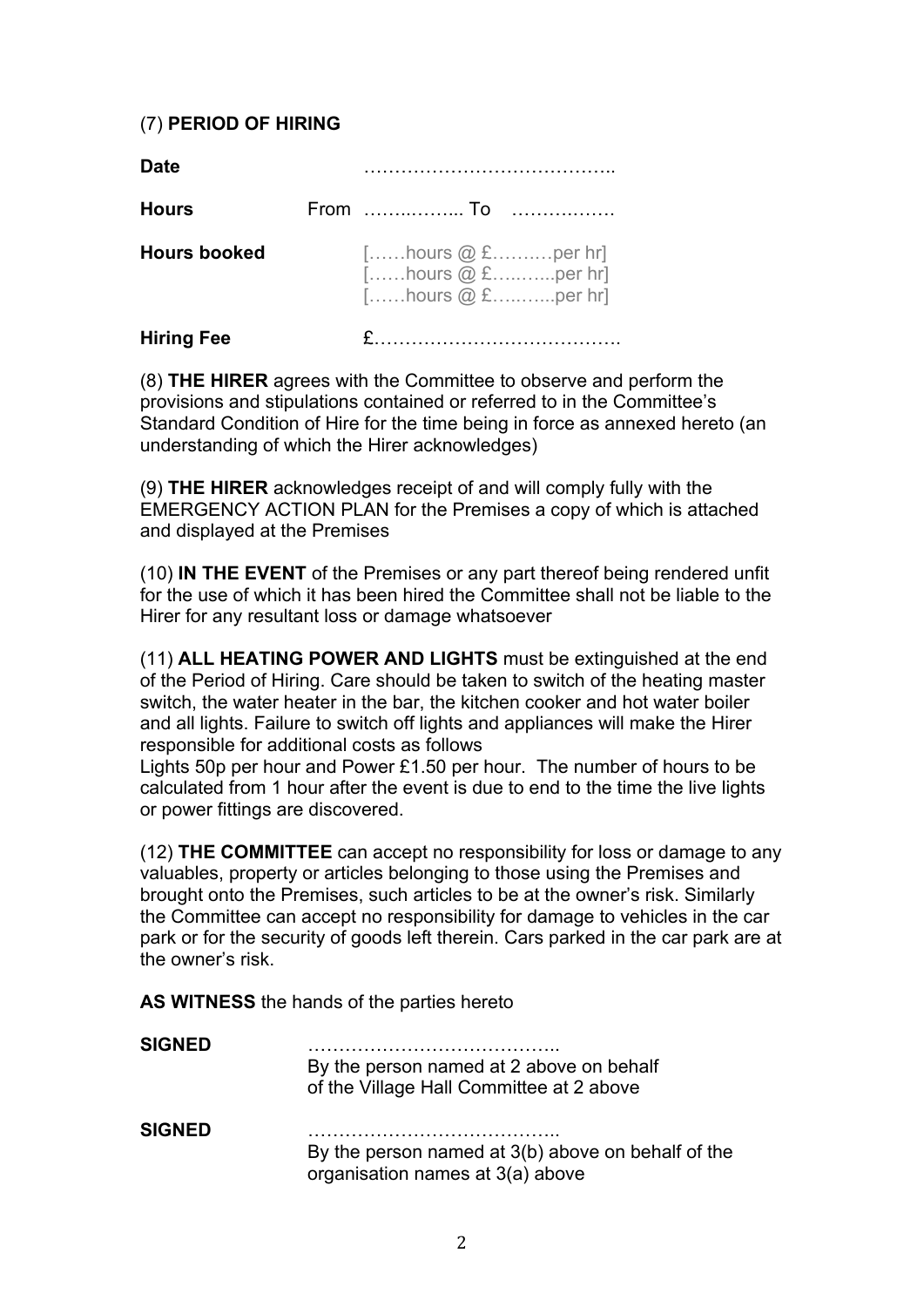(7) **PERIOD OF HIRING**

| | |
|---|---|
| **Date** | ………………………………….. |
| **Hours** | From ……..……... To ……………. |
| **Hours booked** | […...hours @ £……..…per hr]<br>[……hours @ £…..…...per hr]<br>[……hours @ £…..…...per hr] |
| **Hiring Fee** | £…………………………………. |

(8) **THE HIRER** agrees with the Committee to observe and perform the provisions and stipulations contained or referred to in the Committee's Standard Condition of Hire for the time being in force as annexed hereto (an understanding of which the Hirer acknowledges)

(9) **THE HIRER** acknowledges receipt of and will comply fully with the EMERGENCY ACTION PLAN for the Premises a copy of which is attached and displayed at the Premises

(10) **IN THE EVENT** of the Premises or any part thereof being rendered unfit for the use of which it has been hired the Committee shall not be liable to the Hirer for any resultant loss or damage whatsoever

(11) **ALL HEATING POWER AND LIGHTS** must be extinguished at the end of the Period of Hiring. Care should be taken to switch of the heating master switch, the water heater in the bar, the kitchen cooker and hot water boiler and all lights. Failure to switch off lights and appliances will make the Hirer responsible for additional costs as follows
Lights 50p per hour and Power £1.50 per hour. The number of hours to be calculated from 1 hour after the event is due to end to the time the live lights or power fittings are discovered.

(12) **THE COMMITTEE** can accept no responsibility for loss or damage to any valuables, property or articles belonging to those using the Premises and brought onto the Premises, such articles to be at the owner's risk. Similarly the Committee can accept no responsibility for damage to vehicles in the car park or for the security of goods left therein. Cars parked in the car park are at the owner's risk.

**AS WITNESS** the hands of the parties hereto

**SIGNED** …………………………………..
By the person named at 2 above on behalf of the Village Hall Committee at 2 above

**SIGNED** …………………………………..
By the person named at 3(b) above on behalf of the organisation names at 3(a) above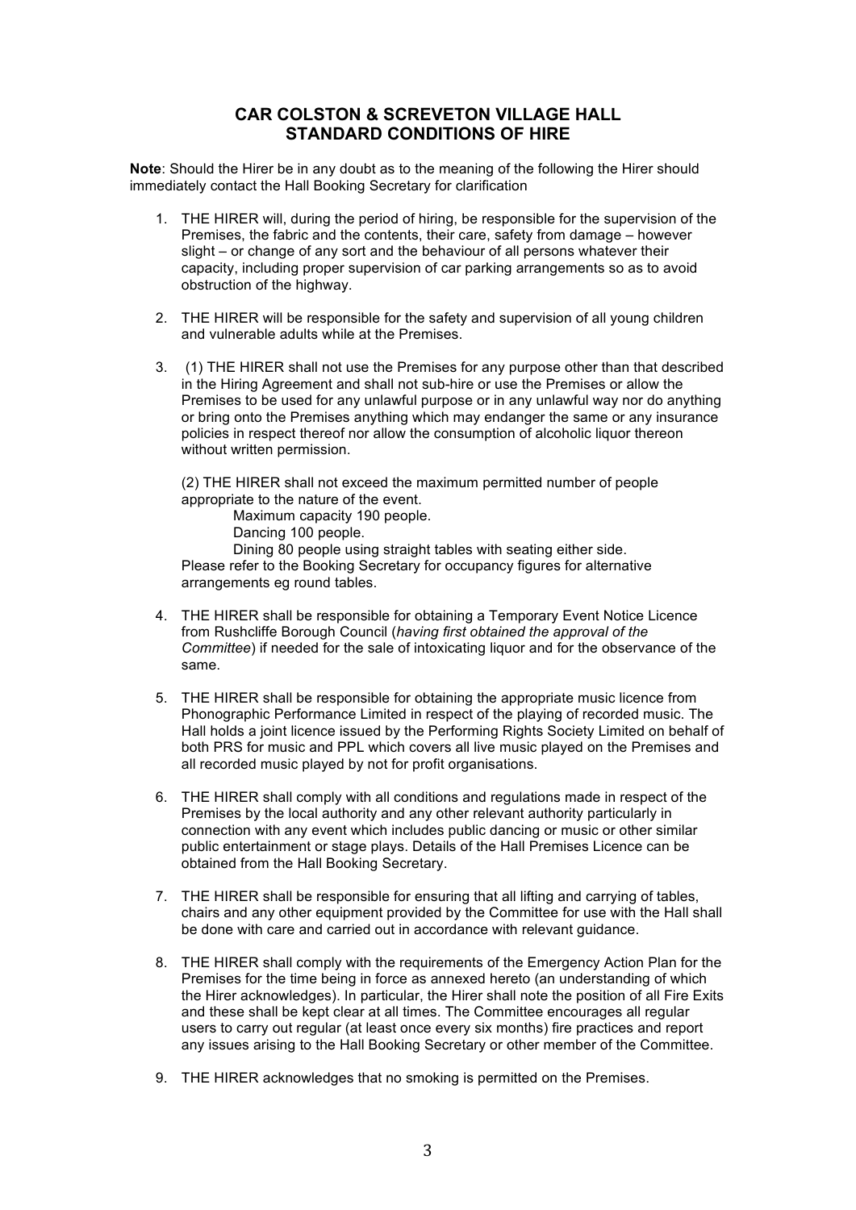# CAR COLSTON & SCREVETON VILLAGE HALL
# STANDARD CONDITIONS OF HIRE

**Note**: Should the Hirer be in any doubt as to the meaning of the following the Hirer should immediately contact the Hall Booking Secretary for clarification

1. THE HIRER will, during the period of hiring, be responsible for the supervision of the Premises, the fabric and the contents, their care, safety from damage – however slight – or change of any sort and the behaviour of all persons whatever their capacity, including proper supervision of car parking arrangements so as to avoid obstruction of the highway.

2. THE HIRER will be responsible for the safety and supervision of all young children and vulnerable adults while at the Premises.

3. (1) THE HIRER shall not use the Premises for any purpose other than that described in the Hiring Agreement and shall not sub-hire or use the Premises or allow the Premises to be used for any unlawful purpose or in any unlawful way nor do anything or bring onto the Premises anything which may endanger the same or any insurance policies in respect thereof nor allow the consumption of alcoholic liquor thereon without written permission.

   (2) THE HIRER shall not exceed the maximum permitted number of people appropriate to the nature of the event.
   
   Maximum capacity 190 people.
   Dancing 100 people.
   Dining 80 people using straight tables with seating either side.
   
   Please refer to the Booking Secretary for occupancy figures for alternative arrangements eg round tables.

4. THE HIRER shall be responsible for obtaining a Temporary Event Notice Licence from Rushcliffe Borough Council (*having first obtained the approval of the Committee*) if needed for the sale of intoxicating liquor and for the observance of the same.

5. THE HIRER shall be responsible for obtaining the appropriate music licence from Phonographic Performance Limited in respect of the playing of recorded music. The Hall holds a joint licence issued by the Performing Rights Society Limited on behalf of both PRS for music and PPL which covers all live music played on the Premises and all recorded music played by not for profit organisations.

6. THE HIRER shall comply with all conditions and regulations made in respect of the Premises by the local authority and any other relevant authority particularly in connection with any event which includes public dancing or music or other similar public entertainment or stage plays. Details of the Hall Premises Licence can be obtained from the Hall Booking Secretary.

7. THE HIRER shall be responsible for ensuring that all lifting and carrying of tables, chairs and any other equipment provided by the Committee for use with the Hall shall be done with care and carried out in accordance with relevant guidance.

8. THE HIRER shall comply with the requirements of the Emergency Action Plan for the Premises for the time being in force as annexed hereto (an understanding of which the Hirer acknowledges). In particular, the Hirer shall note the position of all Fire Exits and these shall be kept clear at all times. The Committee encourages all regular users to carry out regular (at least once every six months) fire practices and report any issues arising to the Hall Booking Secretary or other member of the Committee.

9. THE HIRER acknowledges that no smoking is permitted on the Premises.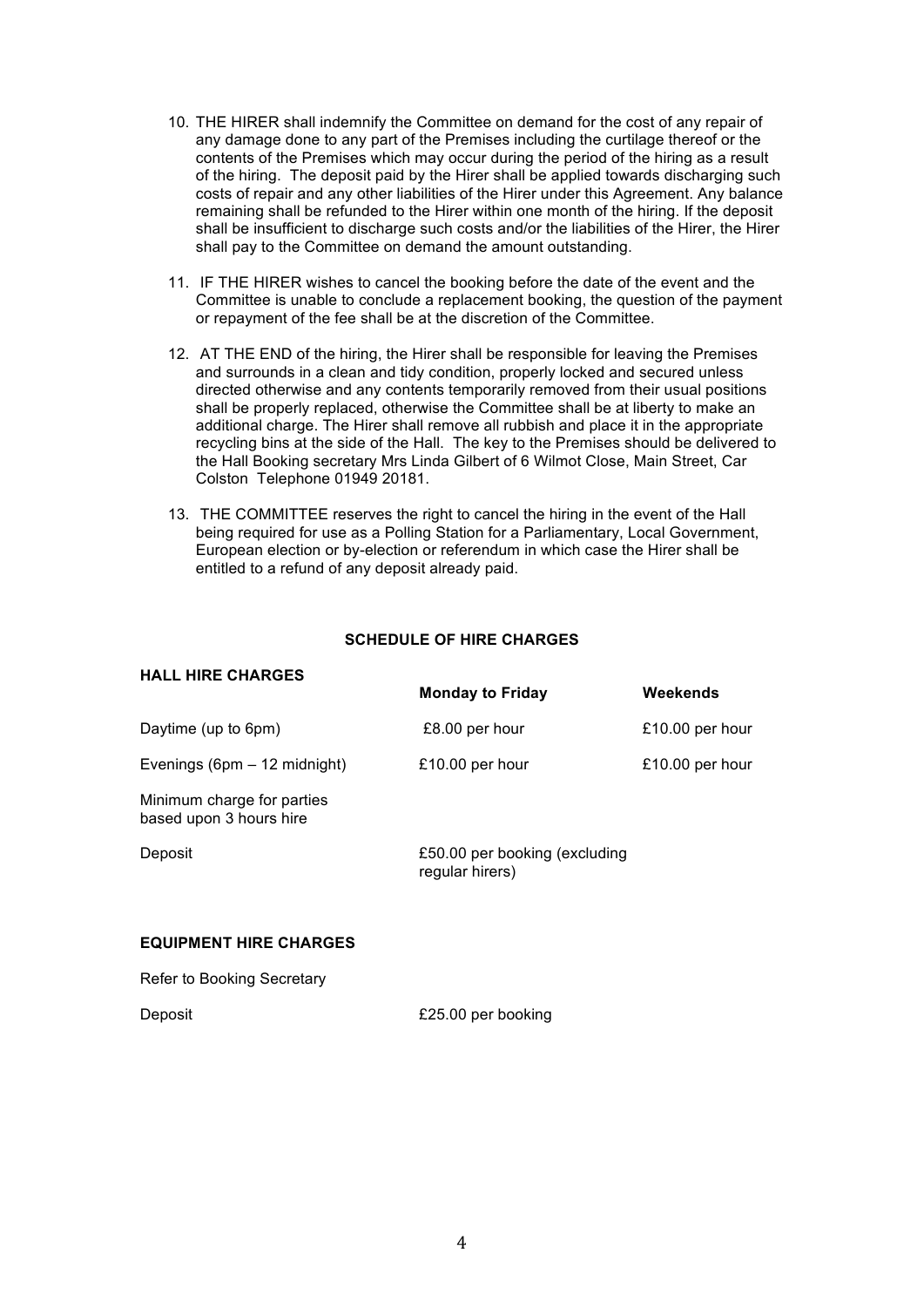10. THE HIRER shall indemnify the Committee on demand for the cost of any repair of any damage done to any part of the Premises including the curtilage thereof or the contents of the Premises which may occur during the period of the hiring as a result of the hiring. The deposit paid by the Hirer shall be applied towards discharging such costs of repair and any other liabilities of the Hirer under this Agreement. Any balance remaining shall be refunded to the Hirer within one month of the hiring. If the deposit shall be insufficient to discharge such costs and/or the liabilities of the Hirer, the Hirer shall pay to the Committee on demand the amount outstanding.

11. IF THE HIRER wishes to cancel the booking before the date of the event and the Committee is unable to conclude a replacement booking, the question of the payment or repayment of the fee shall be at the discretion of the Committee.

12. AT THE END of the hiring, the Hirer shall be responsible for leaving the Premises and surrounds in a clean and tidy condition, properly locked and secured unless directed otherwise and any contents temporarily removed from their usual positions shall be properly replaced, otherwise the Committee shall be at liberty to make an additional charge. The Hirer shall remove all rubbish and place it in the appropriate recycling bins at the side of the Hall. The key to the Premises should be delivered to the Hall Booking secretary Mrs Linda Gilbert of 6 Wilmot Close, Main Street, Car Colston Telephone 01949 20181.

13. THE COMMITTEE reserves the right to cancel the hiring in the event of the Hall being required for use as a Polling Station for a Parliamentary, Local Government, European election or by-election or referendum in which case the Hirer shall be entitled to a refund of any deposit already paid.

## SCHEDULE OF HIRE CHARGES

### HALL HIRE CHARGES

| | Monday to Friday | Weekends |
|---|---|---|
| Daytime (up to 6pm) | £8.00 per hour | £10.00 per hour |
| Evenings (6pm – 12 midnight) | £10.00 per hour | £10.00 per hour |
| Minimum charge for parties based upon 3 hours hire | | |
| Deposit | £50.00 per booking (excluding regular hirers) | |

### EQUIPMENT HIRE CHARGES

Refer to Booking Secretary

| | |
|---|---|
| Deposit | £25.00 per booking |